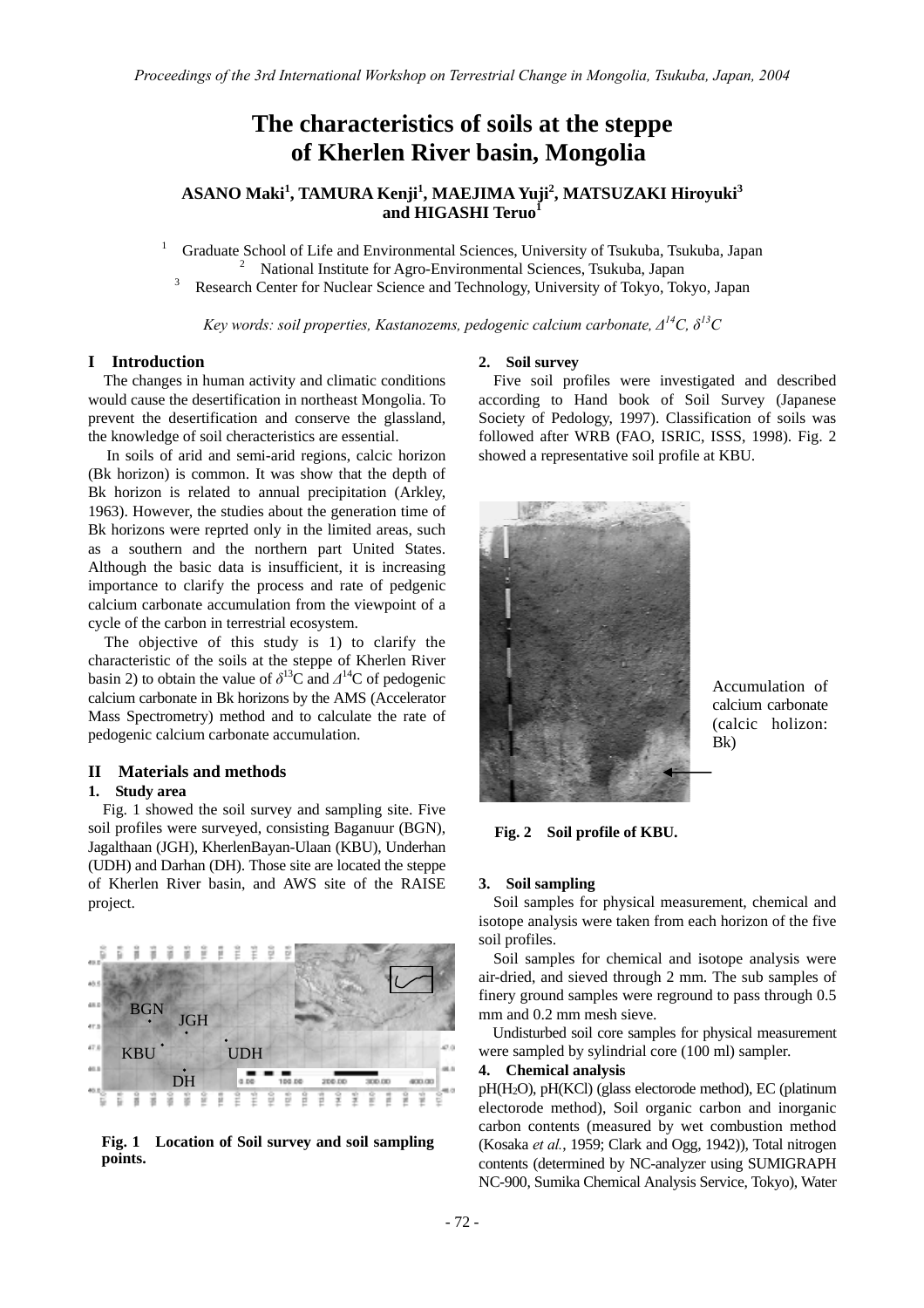# The characteristics of soils at the steppe of Kherlen River basin, Mongolia

**ASANO Maki[1], TAMURA Kenji[1], MAEJIMA Yuji[2], MATSUZAKI Hiroyuki[3] and HIGASHI Teruo[1]**

[1] Graduate School of Life and Environmental Sciences, University of Tsukuba, Tsukuba, Japan
[2] National Institute for Agro-Environmental Sciences, Tsukuba, Japan
[3] Research Center for Nuclear Science and Technology, University of Tokyo, Tokyo, Japan

*Key words: soil properties, Kastanozems, pedogenic calcium carbonate, $\Delta^{14}C$, $\delta^{13}C$*

## I Introduction

The changes in human activity and climatic conditions would cause the desertification in northeast Mongolia. To prevent the desertification and conserve the glassland, the knowledge of soil cheracteristics are essential.

In soils of arid and semi-arid regions, calcic horizon (Bk horizon) is common. It was show that the depth of Bk horizon is related to annual precipitation (Arkley, 1963). However, the studies about the generation time of Bk horizons were reprted only in the limited areas, such as a southern and the northern part United States. Although the basic data is insufficient, it is increasing importance to clarify the process and rate of pedgenic calcium carbonate accumulation from the viewpoint of a cycle of the carbon in terrestrial ecosystem.

The objective of this study is 1) to clarify the characteristic of the soils at the steppe of Kherlen River basin 2) to obtain the value of $\delta^{13}$C and $\Delta^{14}$C of pedogenic calcium carbonate in Bk horizons by the AMS (Accelerator Mass Spectrometry) method and to calculate the rate of pedogenic calcium carbonate accumulation.

## II Materials and methods

### 1. Study area

Fig. 1 showed the soil survey and sampling site. Five soil profiles were surveyed, consisting Baganuur (BGN), Jagalthaan (JGH), KherlenBayan-Ulaan (KBU), Underhan (UDH) and Darhan (DH). Those site are located the steppe of Kherlen River basin, and AWS site of the RAISE project.

**Fig. 1 Location of Soil survey and soil sampling points.**

### 2. Soil survey

Five soil profiles were investigated and described according to Hand book of Soil Survey (Japanese Society of Pedology, 1997). Classification of soils was followed after WRB (FAO, ISRIC, ISSS, 1998). Fig. 2 showed a representative soil profile at KBU.

Accumulation of calcium carbonate (calcic holizon: Bk)

**Fig. 2 Soil profile of KBU.**

### 3. Soil sampling

Soil samples for physical measurement, chemical and isotope analysis were taken from each horizon of the five soil profiles.

Soil samples for chemical and isotope analysis were air-dried, and sieved through 2 mm. The sub samples of finery ground samples were reground to pass through 0.5 mm and 0.2 mm mesh sieve.

Undisturbed soil core samples for physical measurement were sampled by sylindrial core (100 ml) sampler.

### 4. Chemical analysis

pH($H_2O$), pH(KCl) (glass electorode method), EC (platinum electorode method), Soil organic carbon and inorganic carbon contents (measured by wet combustion method (Kosaka *et al.*, 1959; Clark and Ogg, 1942)), Total nitrogen contents (determined by NC-analyzer using SUMIGRAPH NC-900, Sumika Chemical Analysis Service, Tokyo), Water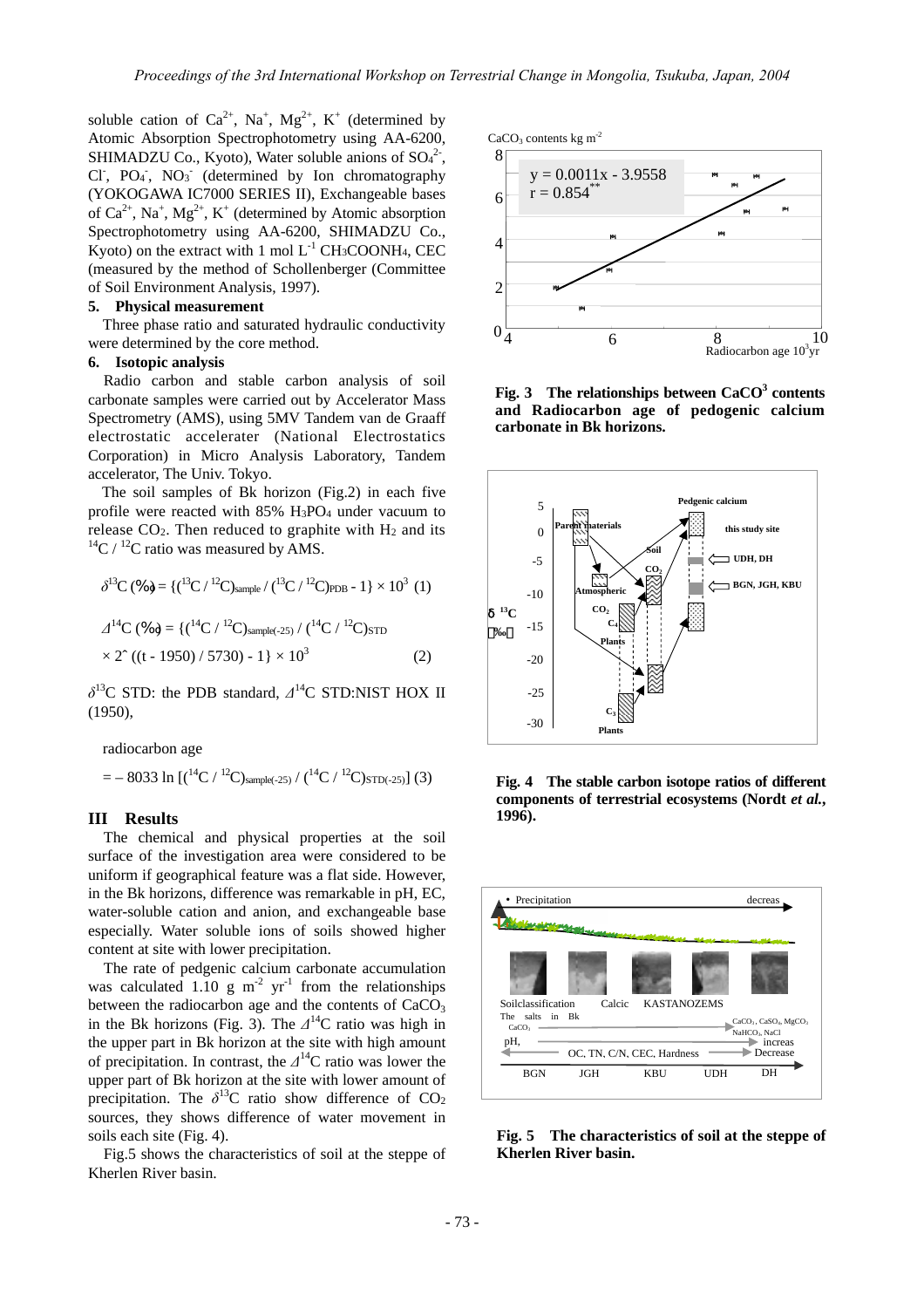soluble cation of $Ca^{2+}$, $Na^{+}$, $Mg^{2+}$, $K^{+}$ (determined by Atomic Absorption Spectrophotometry using AA-6200, SHIMADZU Co., Kyoto), Water soluble anions of $SO_4^{2-}$, $Cl^-$, $PO_4^-$, $NO_3^-$ (determined by Ion chromatography (YOKOGAWA IC7000 SERIES II), Exchangeable bases of $Ca^{2+}$, $Na^{+}$, $Mg^{2+}$, $K^{+}$ (determined by Atomic absorption Spectrophotometry using AA-6200, SHIMADZU Co., Kyoto) on the extract with 1 mol $L^{-1}$ $CH_3COONH_4$, CEC (measured by the method of Schollenberger (Committee of Soil Environment Analysis, 1997).

**5. Physical measurement**

Three phase ratio and saturated hydraulic conductivity were determined by the core method.

**6. Isotopic analysis**

Radio carbon and stable carbon analysis of soil carbonate samples were carried out by Accelerator Mass Spectrometry (AMS), using 5MV Tandem van de Graaff electrostatic accelerater (National Electrostatics Corporation) in Micro Analysis Laboratory, Tandem accelerator, The Univ. Tokyo.

The soil samples of Bk horizon (Fig.2) in each five profile were reacted with 85% $H_3PO_4$ under vacuum to release $CO_2$. Then reduced to graphite with $H_2$ and its $^{14}C$ / $^{12}C$ ratio was measured by AMS.

$$\delta^{13}C\ (‰) = \{(^{13}C / ^{12}C)_{sample} / (^{13}C / ^{12}C)_{PDB} - 1\} \times 10^3 \quad (1)$$

$$\Delta^{14}C\ (‰) = \{(^{14}C / ^{12}C)_{sample(-25)} / (^{14}C / ^{12}C)_{STD} \times 2\hat{}\,((t - 1950) / 5730) - 1\} \times 10^3 \quad (2)$$

$\delta^{13}C$ STD: the PDB standard, $\Delta^{14}C$ STD:NIST HOX II (1950),

radiocarbon age

$$= -8033 \ln [(^{14}C / ^{12}C)_{sample(-25)} / (^{14}C / ^{12}C)_{STD(-25)}] \quad (3)$$

## III Results

The chemical and physical properties at the soil surface of the investigation area were considered to be uniform if geographical feature was a flat side. However, in the Bk horizons, difference was remarkable in pH, EC, water-soluble cation and anion, and exchangeable base especially. Water soluble ions of soils showed higher content at site with lower precipitation.

The rate of pedgenic calcium carbonate accumulation was calculated 1.10 g $m^{-2}$ $yr^{-1}$ from the relationships between the radiocarbon age and the contents of $CaCO_3$ in the Bk horizons (Fig. 3). The $\Delta^{14}C$ ratio was high in the upper part in Bk horizon at the site with high amount of precipitation. In contrast, the $\Delta^{14}C$ ratio was lower the upper part of Bk horizon at the site with lower amount of precipitation. The $\delta^{13}C$ ratio show difference of $CO_2$ sources, they shows difference of water movement in soils each site (Fig. 4).

Fig.5 shows the characteristics of soil at the steppe of Kherlen River basin.

**Fig. 3 The relationships between $CaCO^3$ contents and Radiocarbon age of pedogenic calcium carbonate in Bk horizons.**

**Fig. 4 The stable carbon isotope ratios of different components of terrestrial ecosystems (Nordt *et al.*, 1996).**

**Fig. 5 The characteristics of soil at the steppe of Kherlen River basin.**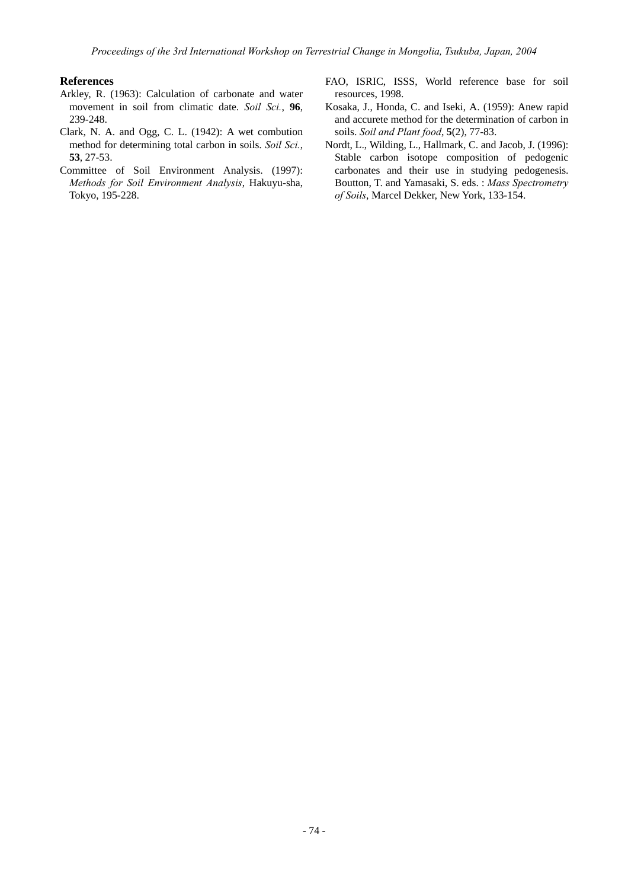## References

Arkley, R. (1963): Calculation of carbonate and water movement in soil from climatic date. *Soil Sci.*, **96**, 239-248.

Clark, N. A. and Ogg, C. L. (1942): A wet combution method for determining total carbon in soils. *Soil Sci.*, **53**, 27-53.

Committee of Soil Environment Analysis. (1997): *Methods for Soil Environment Analysis*, Hakuyu-sha, Tokyo, 195-228.

FAO, ISRIC, ISSS, World reference base for soil resources, 1998.

Kosaka, J., Honda, C. and Iseki, A. (1959): Anew rapid and accurete method for the determination of carbon in soils. *Soil and Plant food*, **5**(2), 77-83.

Nordt, L., Wilding, L., Hallmark, C. and Jacob, J. (1996): Stable carbon isotope composition of pedogenic carbonates and their use in studying pedogenesis. Boutton, T. and Yamasaki, S. eds. : *Mass Spectrometry of Soils*, Marcel Dekker, New York, 133-154.